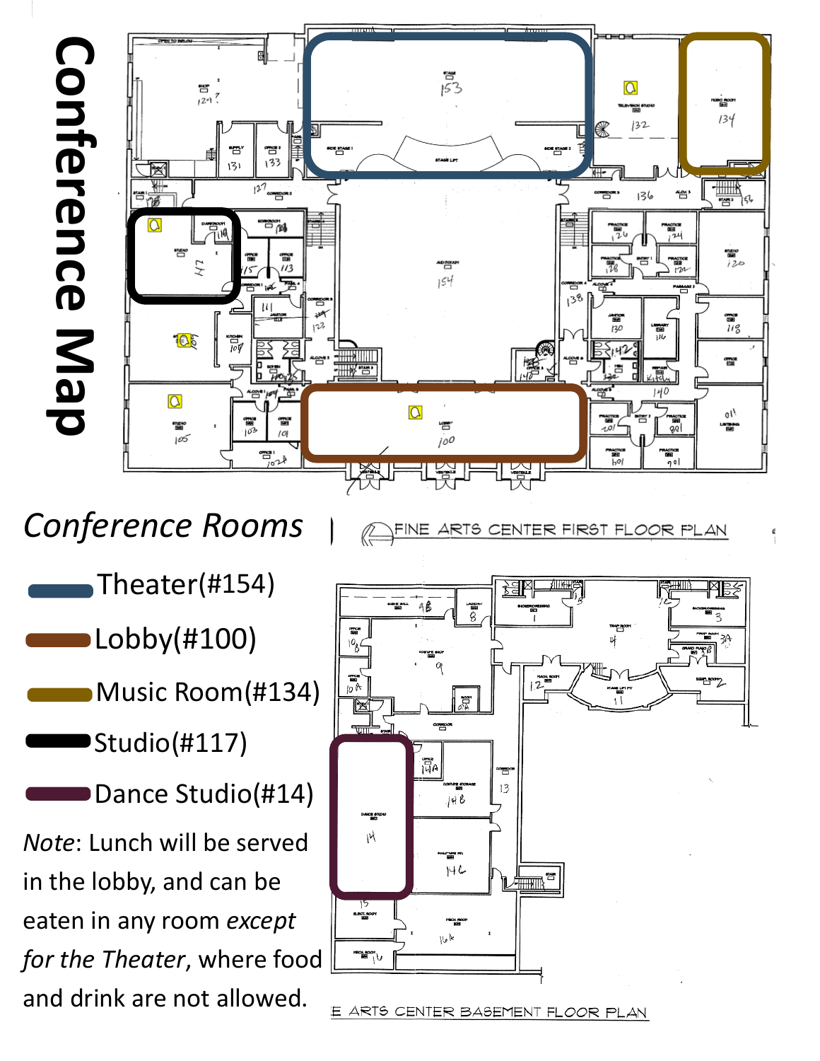# Conference Map

*Conference Rooms*

- Theater(#154)
- Lobby(#100)
- Music Room(#134)
- Studio(#117)
- Dance Studio(#14)

*Note*: Lunch will be served in the lobby, and can be eaten in any room *except for the Theater*, where food and drink are not allowed.

FINE ARTS CENTER FIRST FLOOR PLAN

E ARTS CENTER BASEMENT FLOOR PLAN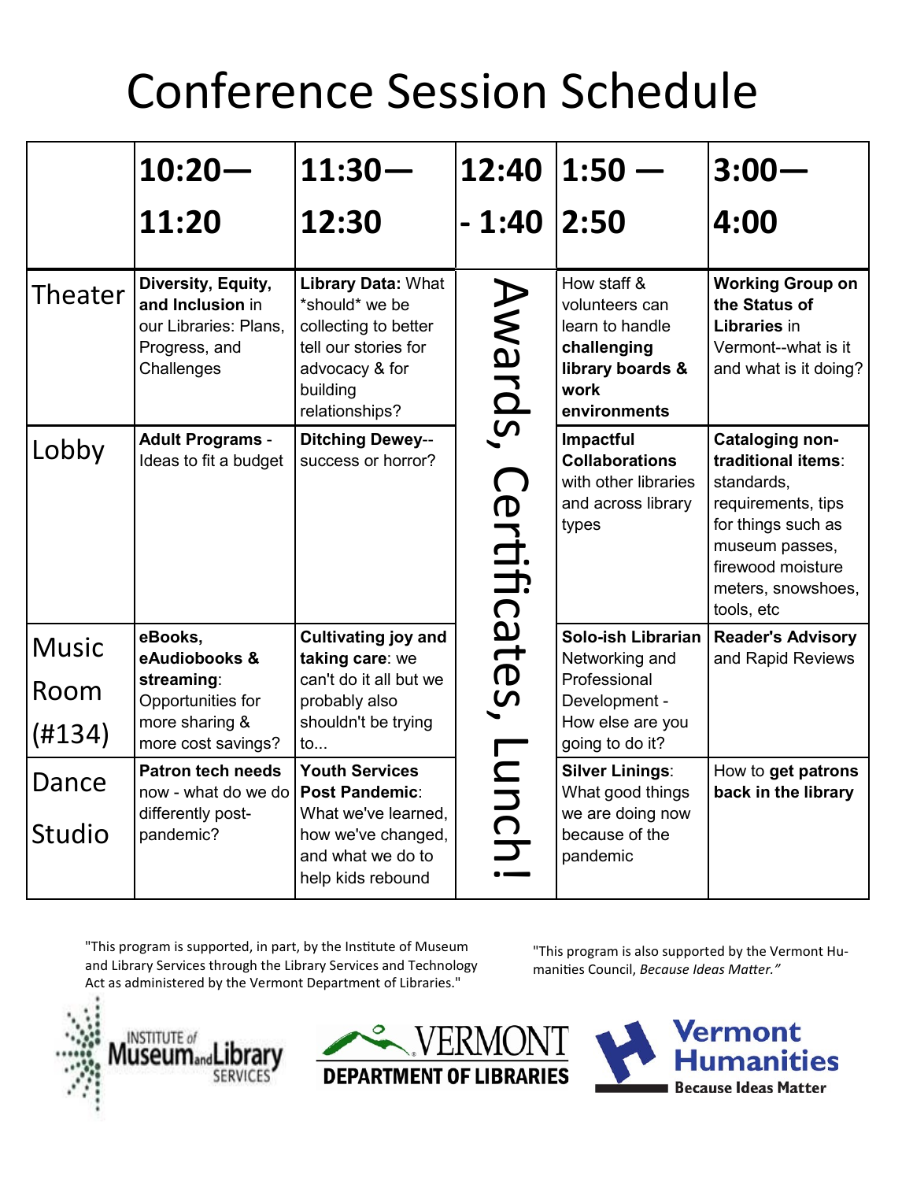# Conference Session Schedule

| | 10:20—11:20 | 11:30—12:30 | 12:40 - 1:40 | 1:50 — 2:50 | 3:00—4:00 |
|---|---|---|---|---|---|
| Theater | **Diversity, Equity, and Inclusion** in our Libraries: Plans, Progress, and Challenges | **Library Data:** What *should* we be collecting to better tell our stories for advocacy & for building relationships? | Awards, Certificates, Lunch! | How staff & volunteers can learn to handle **challenging library boards & work environments** | **Working Group on the Status of Libraries** in Vermont--what is it and what is it doing? |
| Lobby | **Adult Programs** - Ideas to fit a budget | **Ditching Dewey**--success or horror? | | **Impactful Collaborations** with other libraries and across library types | **Cataloging non-traditional items**: standards, requirements, tips for things such as museum passes, firewood moisture meters, snowshoes, tools, etc |
| Music Room (#134) | **eBooks, eAudiobooks & streaming**: Opportunities for more sharing & more cost savings? | **Cultivating joy and taking care**: we can't do it all but we probably also shouldn't be trying to... | | **Solo-ish Librarian** Networking and Professional Development - How else are you going to do it? | **Reader's Advisory** and Rapid Reviews |
| Dance Studio | **Patron tech needs** now - what do we do differently post-pandemic? | **Youth Services Post Pandemic**: What we've learned, how we've changed, and what we do to help kids rebound | | **Silver Linings**: What good things we are doing now because of the pandemic | How to **get patrons back in the library** |

"This program is supported, in part, by the Institute of Museum and Library Services through the Library Services and Technology Act as administered by the Vermont Department of Libraries."

"This program is also supported by the Vermont Humanities Council, *Because Ideas Matter.*"

INSTITUTE of Museum and Library SERVICES

VERMONT DEPARTMENT OF LIBRARIES

Vermont Humanities Because Ideas Matter